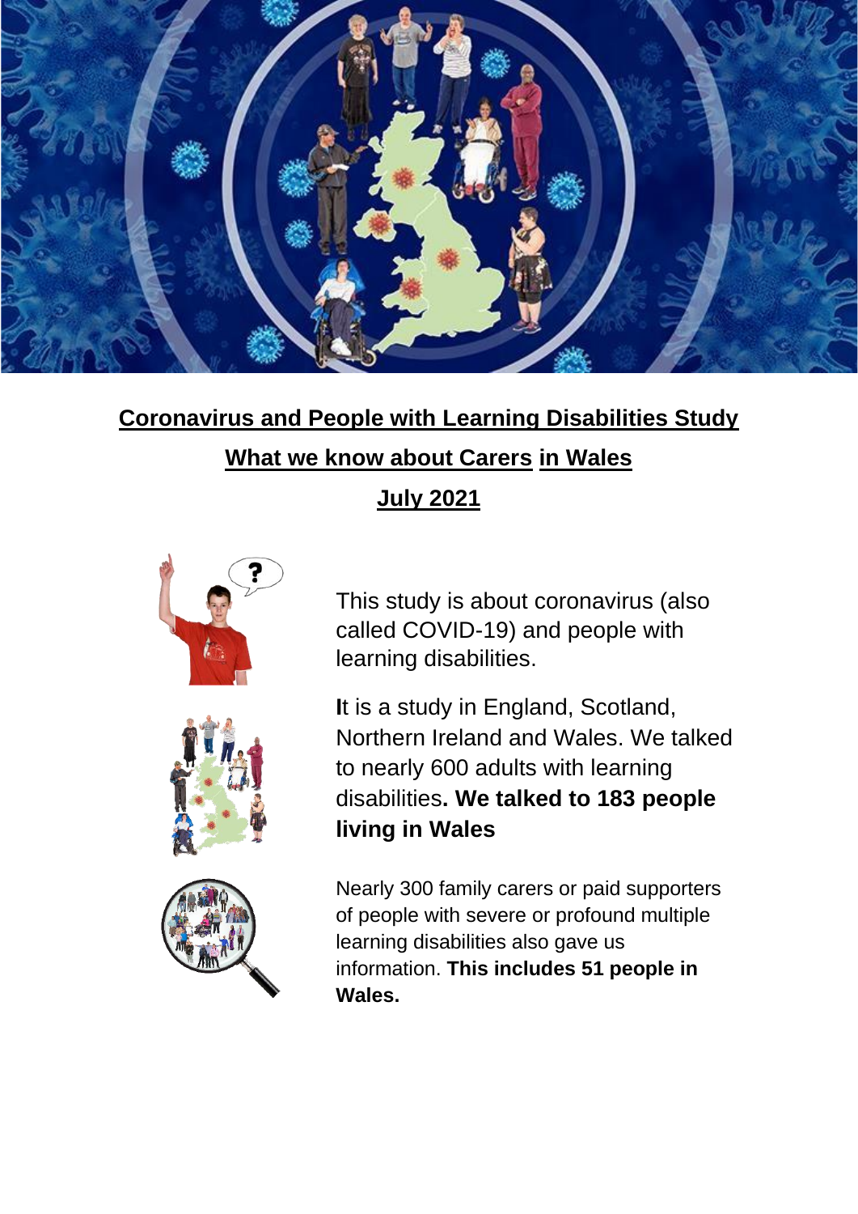# Coronavirus and People with Learning Disabilities Study

## What we know about Carers in Wales

## July 2021

This study is about coronavirus (also called COVID-19) and people with learning disabilities.

It is a study in England, Scotland, Northern Ireland and Wales. We talked to nearly 600 adults with learning disabilities**. We talked to 183 people living in Wales**

Nearly 300 family carers or paid supporters of people with severe or profound multiple learning disabilities also gave us information. **This includes 51 people in Wales.**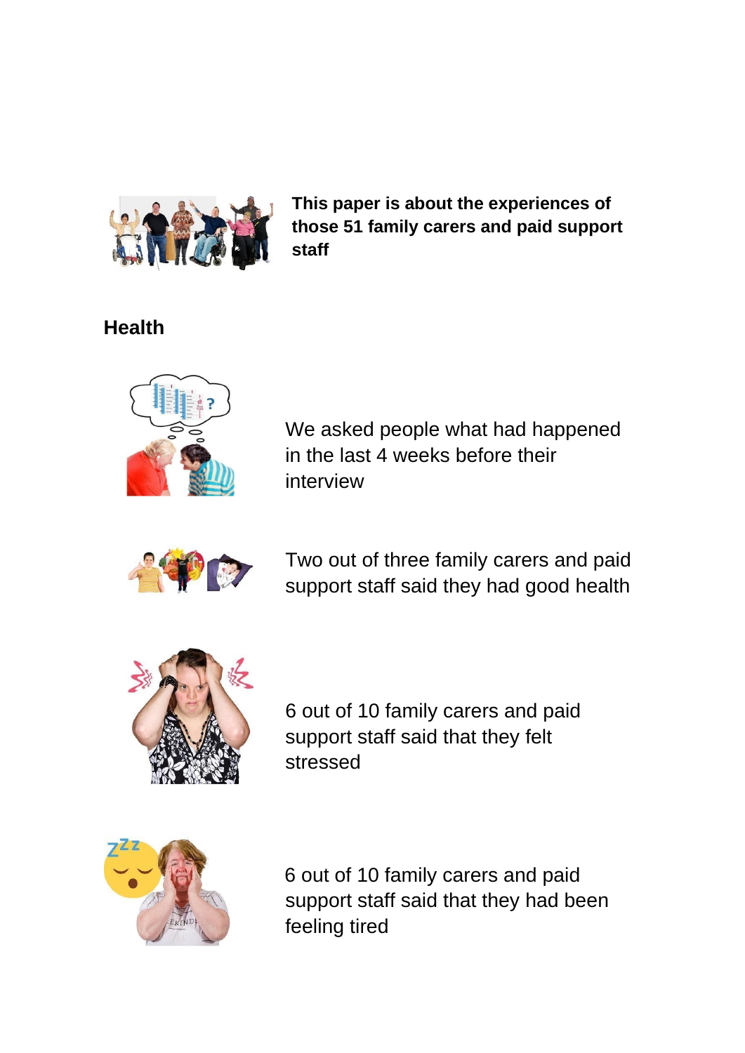**This paper is about the experiences of those 51 family carers and paid support staff**

## Health

We asked people what had happened in the last 4 weeks before their interview

Two out of three family carers and paid support staff said they had good health

6 out of 10 family carers and paid support staff said that they felt stressed

6 out of 10 family carers and paid support staff said that they had been feeling tired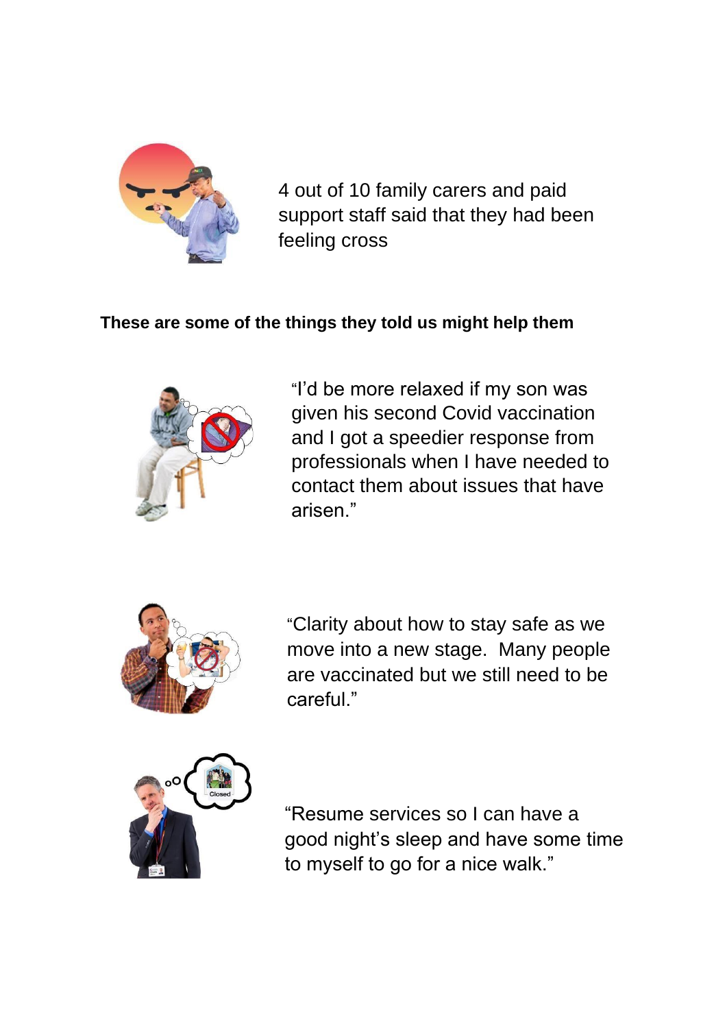4 out of 10 family carers and paid support staff said that they had been feeling cross

**These are some of the things they told us might help them**

“I’d be more relaxed if my son was given his second Covid vaccination and I got a speedier response from professionals when I have needed to contact them about issues that have arisen.”

“Clarity about how to stay safe as we move into a new stage. Many people are vaccinated but we still need to be careful.”

“Resume services so I can have a good night’s sleep and have some time to myself to go for a nice walk.”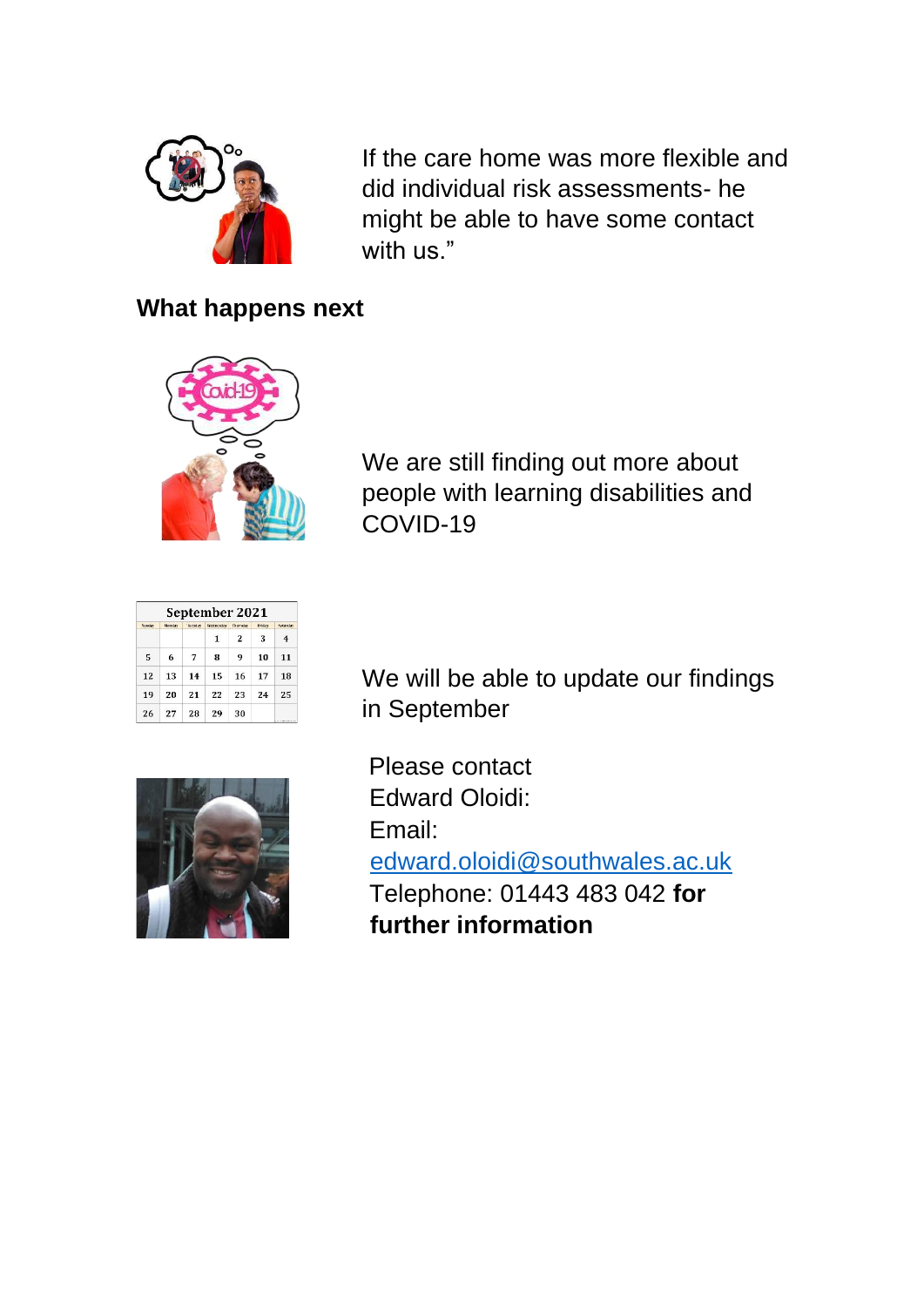If the care home was more flexible and did individual risk assessments- he might be able to have some contact with us."

## What happens next

We are still finding out more about people with learning disabilities and COVID-19

We will be able to update our findings in September

Please contact Edward Oloidi:
Email:
[edward.oloidi@southwales.ac.uk](mailto:edward.oloidi@southwales.ac.uk)
Telephone: 01443 483 042 **for further information**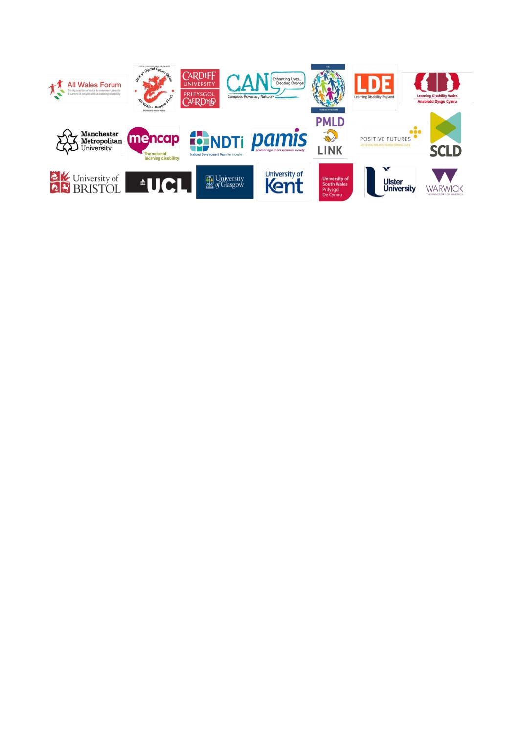All Wales Forum
Giving a national voice to empower parents & carers of people with a learning disability

Pobl yn Gyntaf Cymru Gyfan
All Wales People First
The National Voice of People

CARDIFF UNIVERSITY
PRIFYSGOL CAERDYDD

CAN Enhancing Lives... Creating Change
Compass Advocacy Network

LDE
Learning Disability England

Learning Disability Wales
Anabledd Dysgu Cymru

Manchester Metropolitan University

mencap
The voice of learning disability

NDTi
National Development Team for Inclusion

pamis
promoting a more inclusive society

PMLD LINK

POSITIVE FUTURES
ACHIEVING DREAMS. TRANSFORMING LIVES

SCLD

University of BRISTOL

UCL

University of Glasgow

University of Kent

University of South Wales
Prifysgol De Cymru

Ulster University

WARWICK
THE UNIVERSITY OF WARWICK